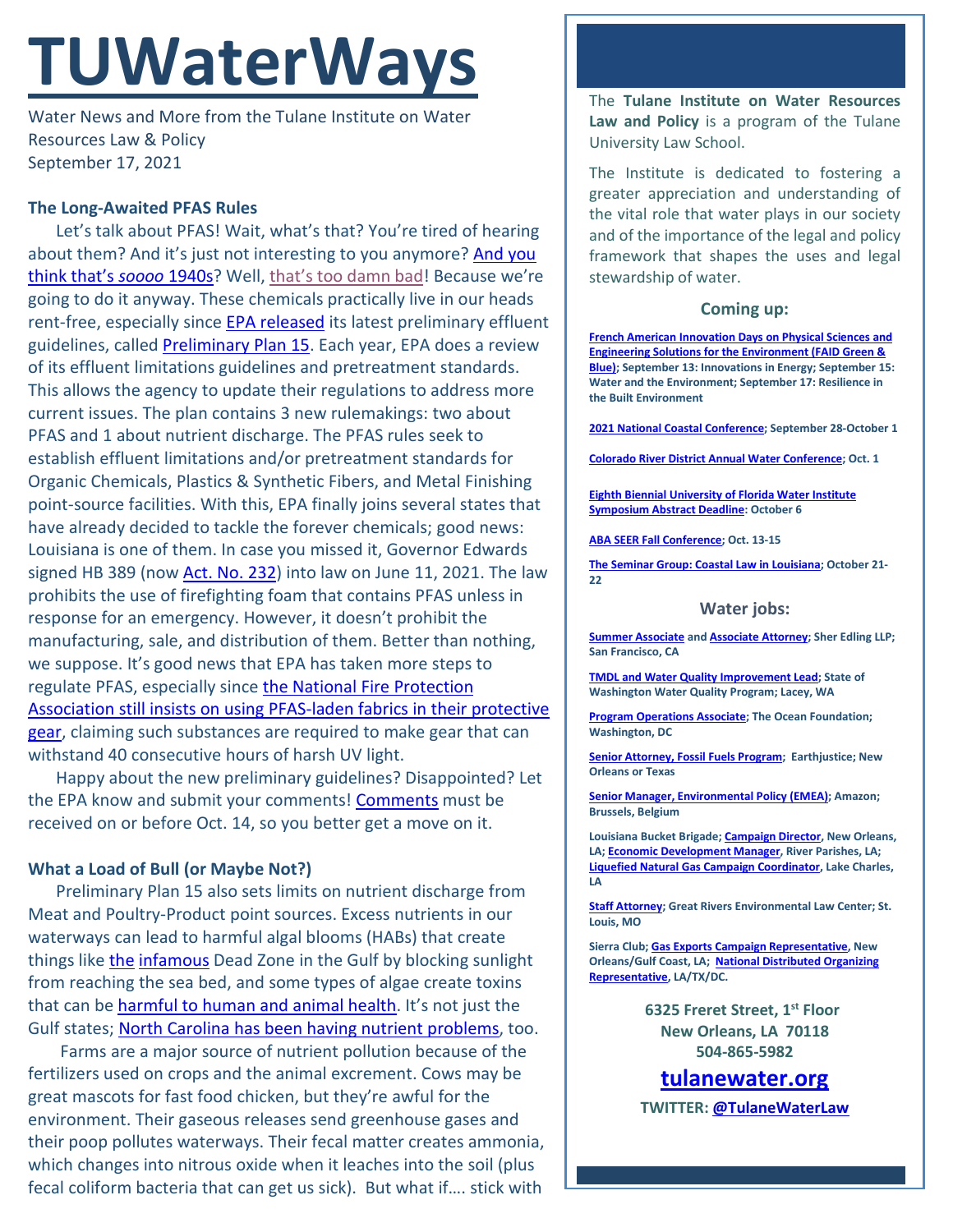# TUWaterWays

Water News and More from the Tulane Institute on Water Resources Law & Policy
September 17, 2021

### The Long-Awaited PFAS Rules

Let's talk about PFAS! Wait, what's that? You're tired of hearing about them? And it's just not interesting to you anymore? And you think that's *soooo* 1940s? Well, that's too damn bad! Because we're going to do it anyway. These chemicals practically live in our heads rent-free, especially since EPA released its latest preliminary effluent guidelines, called Preliminary Plan 15. Each year, EPA does a review of its effluent limitations guidelines and pretreatment standards. This allows the agency to update their regulations to address more current issues. The plan contains 3 new rulemakings: two about PFAS and 1 about nutrient discharge. The PFAS rules seek to establish effluent limitations and/or pretreatment standards for Organic Chemicals, Plastics & Synthetic Fibers, and Metal Finishing point-source facilities. With this, EPA finally joins several states that have already decided to tackle the forever chemicals; good news: Louisiana is one of them. In case you missed it, Governor Edwards signed HB 389 (now Act. No. 232) into law on June 11, 2021. The law prohibits the use of firefighting foam that contains PFAS unless in response for an emergency. However, it doesn't prohibit the manufacturing, sale, and distribution of them. Better than nothing, we suppose. It's good news that EPA has taken more steps to regulate PFAS, especially since the National Fire Protection Association still insists on using PFAS-laden fabrics in their protective gear, claiming such substances are required to make gear that can withstand 40 consecutive hours of harsh UV light.

Happy about the new preliminary guidelines? Disappointed? Let the EPA know and submit your comments! Comments must be received on or before Oct. 14, so you better get a move on it.

### What a Load of Bull (or Maybe Not?)

Preliminary Plan 15 also sets limits on nutrient discharge from Meat and Poultry-Product point sources. Excess nutrients in our waterways can lead to harmful algal blooms (HABs) that create things like the infamous Dead Zone in the Gulf by blocking sunlight from reaching the sea bed, and some types of algae create toxins that can be harmful to human and animal health. It's not just the Gulf states; North Carolina has been having nutrient problems, too.

Farms are a major source of nutrient pollution because of the fertilizers used on crops and the animal excrement. Cows may be great mascots for fast food chicken, but they're awful for the environment. Their gaseous releases send greenhouse gases and their poop pollutes waterways. Their fecal matter creates ammonia, which changes into nitrous oxide when it leaches into the soil (plus fecal coliform bacteria that can get us sick). But what if…. stick with

---

The **Tulane Institute on Water Resources Law and Policy** is a program of the Tulane University Law School.

The Institute is dedicated to fostering a greater appreciation and understanding of the vital role that water plays in our society and of the importance of the legal and policy framework that shapes the uses and legal stewardship of water.

### Coming up:

**French American Innovation Days on Physical Sciences and Engineering Solutions for the Environment (FAID Green & Blue); September 13: Innovations in Energy; September 15: Water and the Environment; September 17: Resilience in the Built Environment**

**2021 National Coastal Conference; September 28-October 1**

**Colorado River District Annual Water Conference; Oct. 1**

**Eighth Biennial University of Florida Water Institute Symposium Abstract Deadline: October 6**

**ABA SEER Fall Conference; Oct. 13-15**

**The Seminar Group: Coastal Law in Louisiana; October 21-22**

### Water jobs:

**Summer Associate and Associate Attorney; Sher Edling LLP; San Francisco, CA**

**TMDL and Water Quality Improvement Lead; State of Washington Water Quality Program; Lacey, WA**

**Program Operations Associate; The Ocean Foundation; Washington, DC**

**Senior Attorney, Fossil Fuels Program; Earthjustice; New Orleans or Texas**

**Senior Manager, Environmental Policy (EMEA); Amazon; Brussels, Belgium**

**Louisiana Bucket Brigade; Campaign Director, New Orleans, LA; Economic Development Manager, River Parishes, LA; Liquefied Natural Gas Campaign Coordinator, Lake Charles, LA**

**Staff Attorney; Great Rivers Environmental Law Center; St. Louis, MO**

**Sierra Club; Gas Exports Campaign Representative, New Orleans/Gulf Coast, LA; National Distributed Organizing Representative, LA/TX/DC.**

**6325 Freret Street, 1st Floor**
**New Orleans, LA 70118**
**504-865-5982**

## tulanewater.org

**TWITTER: @TulaneWaterLaw**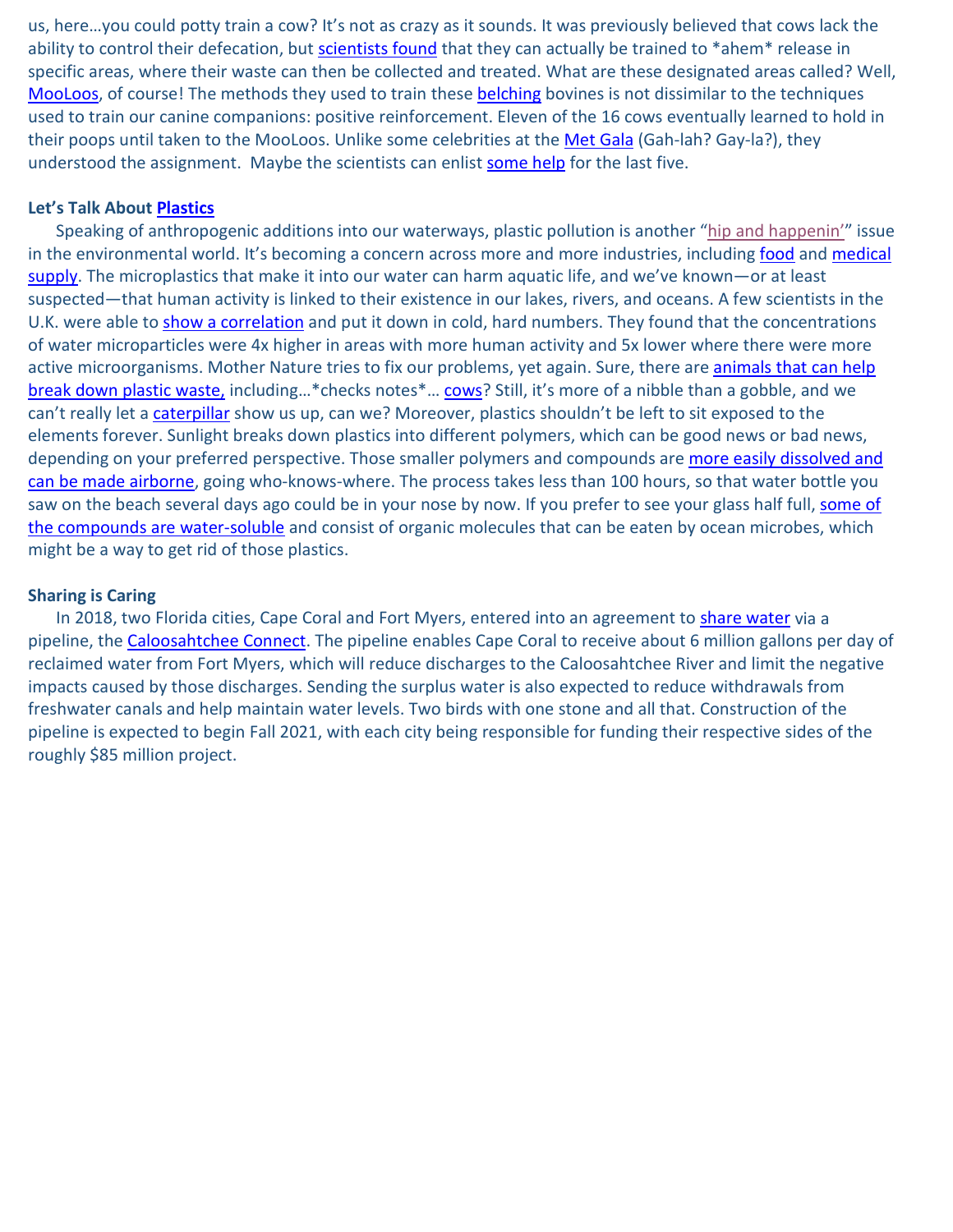us, here…you could potty train a cow? It's not as crazy as it sounds. It was previously believed that cows lack the ability to control their defecation, but scientists found that they can actually be trained to *ahem* release in specific areas, where their waste can then be collected and treated. What are these designated areas called? Well, MooLoos, of course! The methods they used to train these belching bovines is not dissimilar to the techniques used to train our canine companions: positive reinforcement. Eleven of the 16 cows eventually learned to hold in their poops until taken to the MooLoos. Unlike some celebrities at the Met Gala (Gah-lah? Gay-la?), they understood the assignment. Maybe the scientists can enlist some help for the last five.

**Let's Talk About Plastics**

Speaking of anthropogenic additions into our waterways, plastic pollution is another "hip and happenin'" issue in the environmental world. It's becoming a concern across more and more industries, including food and medical supply. The microplastics that make it into our water can harm aquatic life, and we've known—or at least suspected—that human activity is linked to their existence in our lakes, rivers, and oceans. A few scientists in the U.K. were able to show a correlation and put it down in cold, hard numbers. They found that the concentrations of water microparticles were 4x higher in areas with more human activity and 5x lower where there were more active microorganisms. Mother Nature tries to fix our problems, yet again. Sure, there are animals that can help break down plastic waste, including…*checks notes*… cows? Still, it's more of a nibble than a gobble, and we can't really let a caterpillar show us up, can we? Moreover, plastics shouldn't be left to sit exposed to the elements forever. Sunlight breaks down plastics into different polymers, which can be good news or bad news, depending on your preferred perspective. Those smaller polymers and compounds are more easily dissolved and can be made airborne, going who-knows-where. The process takes less than 100 hours, so that water bottle you saw on the beach several days ago could be in your nose by now. If you prefer to see your glass half full, some of the compounds are water-soluble and consist of organic molecules that can be eaten by ocean microbes, which might be a way to get rid of those plastics.

**Sharing is Caring**

In 2018, two Florida cities, Cape Coral and Fort Myers, entered into an agreement to share water via a pipeline, the Caloosahtchee Connect. The pipeline enables Cape Coral to receive about 6 million gallons per day of reclaimed water from Fort Myers, which will reduce discharges to the Caloosahtchee River and limit the negative impacts caused by those discharges. Sending the surplus water is also expected to reduce withdrawals from freshwater canals and help maintain water levels. Two birds with one stone and all that. Construction of the pipeline is expected to begin Fall 2021, with each city being responsible for funding their respective sides of the roughly $85 million project.